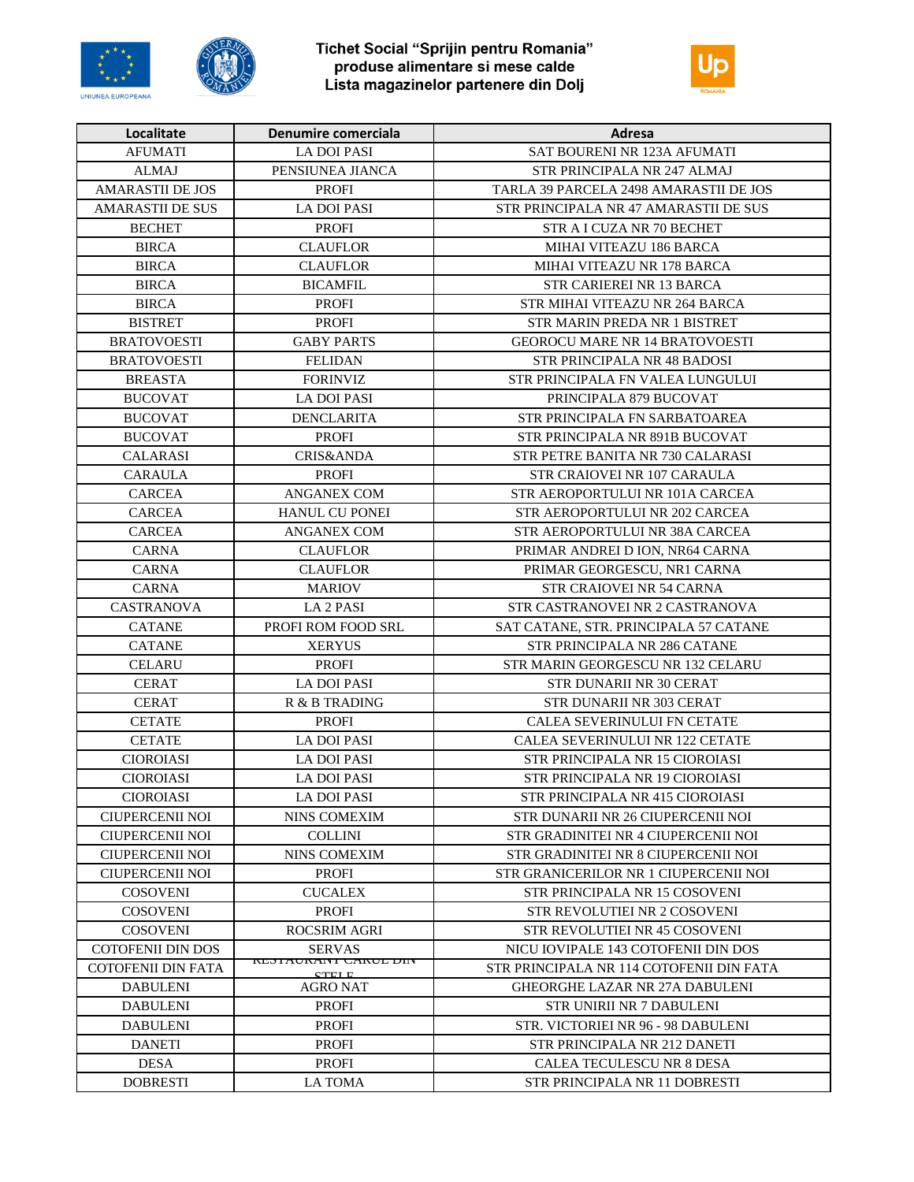# Tichet Social "Sprijin pentru Romania"
## produse alimentare si mese calde
## Lista magazinelor partenere din Dolj

| Localitate | Denumire comerciala | Adresa |
|---|---|---|
| AFUMATI | LA DOI PASI | SAT BOURENI NR 123A AFUMATI |
| ALMAJ | PENSIUNEA JIANCA | STR PRINCIPALA NR 247 ALMAJ |
| AMARASTII DE JOS | PROFI | TARLA 39 PARCELA 2498 AMARASTII DE JOS |
| AMARASTII DE SUS | LA DOI PASI | STR PRINCIPALA NR 47 AMARASTII DE SUS |
| BECHET | PROFI | STR A I CUZA NR 70 BECHET |
| BIRCA | CLAUFLOR | MIHAI VITEAZU 186 BARCA |
| BIRCA | CLAUFLOR | MIHAI VITEAZU NR 178 BARCA |
| BIRCA | BICAMFIL | STR CARIEREI NR 13 BARCA |
| BIRCA | PROFI | STR MIHAI VITEAZU NR 264 BARCA |
| BISTRET | PROFI | STR MARIN PREDA NR 1 BISTRET |
| BRATOVOESTI | GABY PARTS | GEOROCU MARE NR 14 BRATOVOESTI |
| BRATOVOESTI | FELIDAN | STR PRINCIPALA NR 48 BADOSI |
| BREASTA | FORINVIZ | STR PRINCIPALA FN VALEA LUNGULUI |
| BUCOVAT | LA DOI PASI | PRINCIPALA 879 BUCOVAT |
| BUCOVAT | DENCLARITA | STR PRINCIPALA FN SARBATOAREA |
| BUCOVAT | PROFI | STR PRINCIPALA NR 891B BUCOVAT |
| CALARASI | CRIS&ANDA | STR PETRE BANITA NR 730 CALARASI |
| CARAULA | PROFI | STR CRAIOVEI NR 107 CARAULA |
| CARCEA | ANGANEX COM | STR AEROPORTULUI NR 101A CARCEA |
| CARCEA | HANUL CU PONEI | STR AEROPORTULUI NR 202 CARCEA |
| CARCEA | ANGANEX COM | STR AEROPORTULUI NR 38A CARCEA |
| CARNA | CLAUFLOR | PRIMAR ANDREI D ION, NR64 CARNA |
| CARNA | CLAUFLOR | PRIMAR GEORGESCU, NR1 CARNA |
| CARNA | MARIOV | STR CRAIOVEI NR 54 CARNA |
| CASTRANOVA | LA 2 PASI | STR CASTRANOVEI NR 2 CASTRANOVA |
| CATANE | PROFI ROM FOOD SRL | SAT CATANE, STR. PRINCIPALA 57 CATANE |
| CATANE | XERYUS | STR PRINCIPALA NR 286 CATANE |
| CELARU | PROFI | STR MARIN GEORGESCU NR 132 CELARU |
| CERAT | LA DOI PASI | STR DUNARII NR 30 CERAT |
| CERAT | R & B TRADING | STR DUNARII NR 303 CERAT |
| CETATE | PROFI | CALEA SEVERINULUI FN CETATE |
| CETATE | LA DOI PASI | CALEA SEVERINULUI NR 122 CETATE |
| CIOROIASI | LA DOI PASI | STR PRINCIPALA NR 15 CIOROIASI |
| CIOROIASI | LA DOI PASI | STR PRINCIPALA NR 19 CIOROIASI |
| CIOROIASI | LA DOI PASI | STR PRINCIPALA NR 415 CIOROIASI |
| CIUPERCENII NOI | NINS COMEXIM | STR DUNARII NR 26 CIUPERCENII NOI |
| CIUPERCENII NOI | COLLINI | STR GRADINITEI NR 4 CIUPERCENII NOI |
| CIUPERCENII NOI | NINS COMEXIM | STR GRADINITEI NR 8 CIUPERCENII NOI |
| CIUPERCENII NOI | PROFI | STR GRANICERILOR NR 1 CIUPERCENII NOI |
| COSOVENI | CUCALEX | STR PRINCIPALA NR 15 COSOVENI |
| COSOVENI | PROFI | STR REVOLUTIEI NR 2 COSOVENI |
| COSOVENI | ROCSRIM AGRI | STR REVOLUTIEI NR 45 COSOVENI |
| COTOFENII DIN DOS | SERVAS | NICU IOVIPALE 143 COTOFENII DIN DOS |
| COTOFENII DIN FATA | RESTAURANT CARUL DIN STELE | STR PRINCIPALA NR 114 COTOFENII DIN FATA |
| DABULENI | AGRO NAT | GHEORGHE LAZAR NR 27A DABULENI |
| DABULENI | PROFI | STR UNIRII NR 7 DABULENI |
| DABULENI | PROFI | STR. VICTORIEI NR 96 - 98 DABULENI |
| DANETI | PROFI | STR PRINCIPALA NR 212 DANETI |
| DESA | PROFI | CALEA TECULESCU NR 8 DESA |
| DOBRESTI | LA TOMA | STR PRINCIPALA NR 11 DOBRESTI |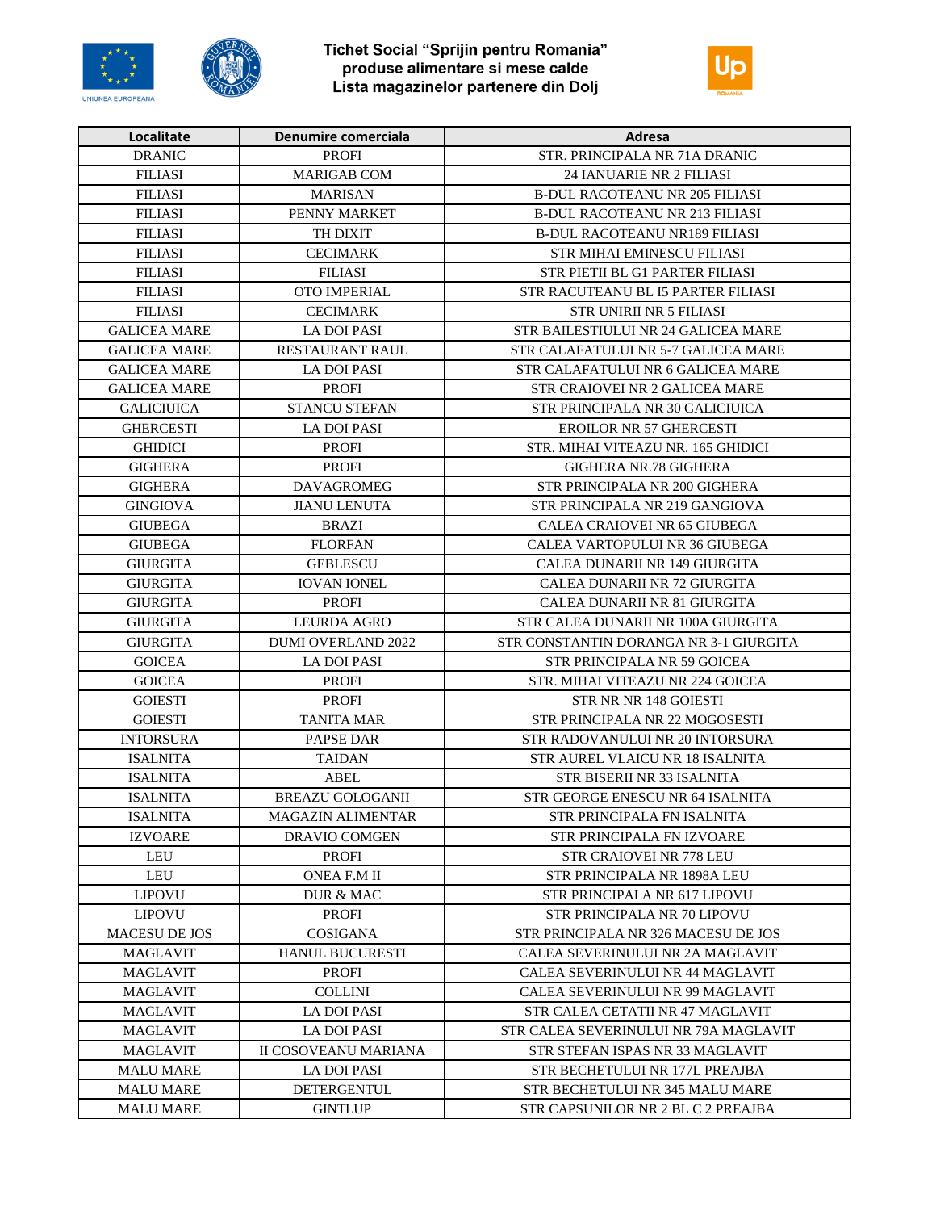**Tichet Social "Sprijin pentru Romania"**
**produse alimentare si mese calde**
**Lista magazinelor partenere din Dolj**

| Localitate | Denumire comerciala | Adresa |
|---|---|---|
| DRANIC | PROFI | STR. PRINCIPALA NR 71A DRANIC |
| FILIASI | MARIGAB COM | 24 IANUARIE NR 2 FILIASI |
| FILIASI | MARISAN | B-DUL RACOTEANU NR 205 FILIASI |
| FILIASI | PENNY MARKET | B-DUL RACOTEANU NR 213 FILIASI |
| FILIASI | TH DIXIT | B-DUL RACOTEANU NR189 FILIASI |
| FILIASI | CECIMARK | STR MIHAI EMINESCU FILIASI |
| FILIASI | FILIASI | STR PIETII BL G1 PARTER FILIASI |
| FILIASI | OTO IMPERIAL | STR RACUTEANU BL I5 PARTER FILIASI |
| FILIASI | CECIMARK | STR UNIRII NR 5 FILIASI |
| GALICEA MARE | LA DOI PASI | STR BAILESTIULUI NR 24 GALICEA MARE |
| GALICEA MARE | RESTAURANT RAUL | STR CALAFATULUI NR 5-7 GALICEA MARE |
| GALICEA MARE | LA DOI PASI | STR CALAFATULUI NR 6 GALICEA MARE |
| GALICEA MARE | PROFI | STR CRAIOVEI NR 2 GALICEA MARE |
| GALICIUICA | STANCU STEFAN | STR PRINCIPALA NR 30 GALICIUICA |
| GHERCESTI | LA DOI PASI | EROILOR NR 57 GHERCESTI |
| GHIDICI | PROFI | STR. MIHAI VITEAZU NR. 165 GHIDICI |
| GIGHERA | PROFI | GIGHERA NR.78 GIGHERA |
| GIGHERA | DAVAGROMEG | STR PRINCIPALA NR 200 GIGHERA |
| GINGIOVA | JIANU LENUTA | STR PRINCIPALA NR 219 GANGIOVA |
| GIUBEGA | BRAZI | CALEA CRAIOVEI NR 65 GIUBEGA |
| GIUBEGA | FLORFAN | CALEA VARTOPULUI NR 36 GIUBEGA |
| GIURGITA | GEBLESCU | CALEA DUNARII NR 149 GIURGITA |
| GIURGITA | IOVAN IONEL | CALEA DUNARII NR 72 GIURGITA |
| GIURGITA | PROFI | CALEA DUNARII NR 81 GIURGITA |
| GIURGITA | LEURDA AGRO | STR CALEA DUNARII NR 100A GIURGITA |
| GIURGITA | DUMI OVERLAND 2022 | STR CONSTANTIN DORANGA NR 3-1 GIURGITA |
| GOICEA | LA DOI PASI | STR PRINCIPALA NR 59 GOICEA |
| GOICEA | PROFI | STR. MIHAI VITEAZU NR 224 GOICEA |
| GOIESTI | PROFI | STR NR NR 148 GOIESTI |
| GOIESTI | TANITA MAR | STR PRINCIPALA NR 22 MOGOSESTI |
| INTORSURA | PAPSE DAR | STR RADOVANULUI NR 20 INTORSURA |
| ISALNITA | TAIDAN | STR AUREL VLAICU NR 18 ISALNITA |
| ISALNITA | ABEL | STR BISERII NR 33 ISALNITA |
| ISALNITA | BREAZU GOLOGANII | STR GEORGE ENESCU NR 64 ISALNITA |
| ISALNITA | MAGAZIN ALIMENTAR | STR PRINCIPALA FN ISALNITA |
| IZVOARE | DRAVIO COMGEN | STR PRINCIPALA FN IZVOARE |
| LEU | PROFI | STR CRAIOVEI NR 778 LEU |
| LEU | ONEA F.M II | STR PRINCIPALA NR 1898A LEU |
| LIPOVU | DUR & MAC | STR PRINCIPALA NR 617 LIPOVU |
| LIPOVU | PROFI | STR PRINCIPALA NR 70 LIPOVU |
| MACESU DE JOS | COSIGANA | STR PRINCIPALA NR 326 MACESU DE JOS |
| MAGLAVIT | HANUL BUCURESTI | CALEA SEVERINULUI NR 2A MAGLAVIT |
| MAGLAVIT | PROFI | CALEA SEVERINULUI NR 44 MAGLAVIT |
| MAGLAVIT | COLLINI | CALEA SEVERINULUI NR 99 MAGLAVIT |
| MAGLAVIT | LA DOI PASI | STR CALEA CETATII NR 47 MAGLAVIT |
| MAGLAVIT | LA DOI PASI | STR CALEA SEVERINULUI NR 79A MAGLAVIT |
| MAGLAVIT | II COSOVEANU MARIANA | STR STEFAN ISPAS NR 33 MAGLAVIT |
| MALU MARE | LA DOI PASI | STR BECHETULUI NR 177L PREAJBA |
| MALU MARE | DETERGENTUL | STR BECHETULUI NR 345 MALU MARE |
| MALU MARE | GINTLUP | STR CAPSUNILOR NR 2 BL C 2 PREAJBA |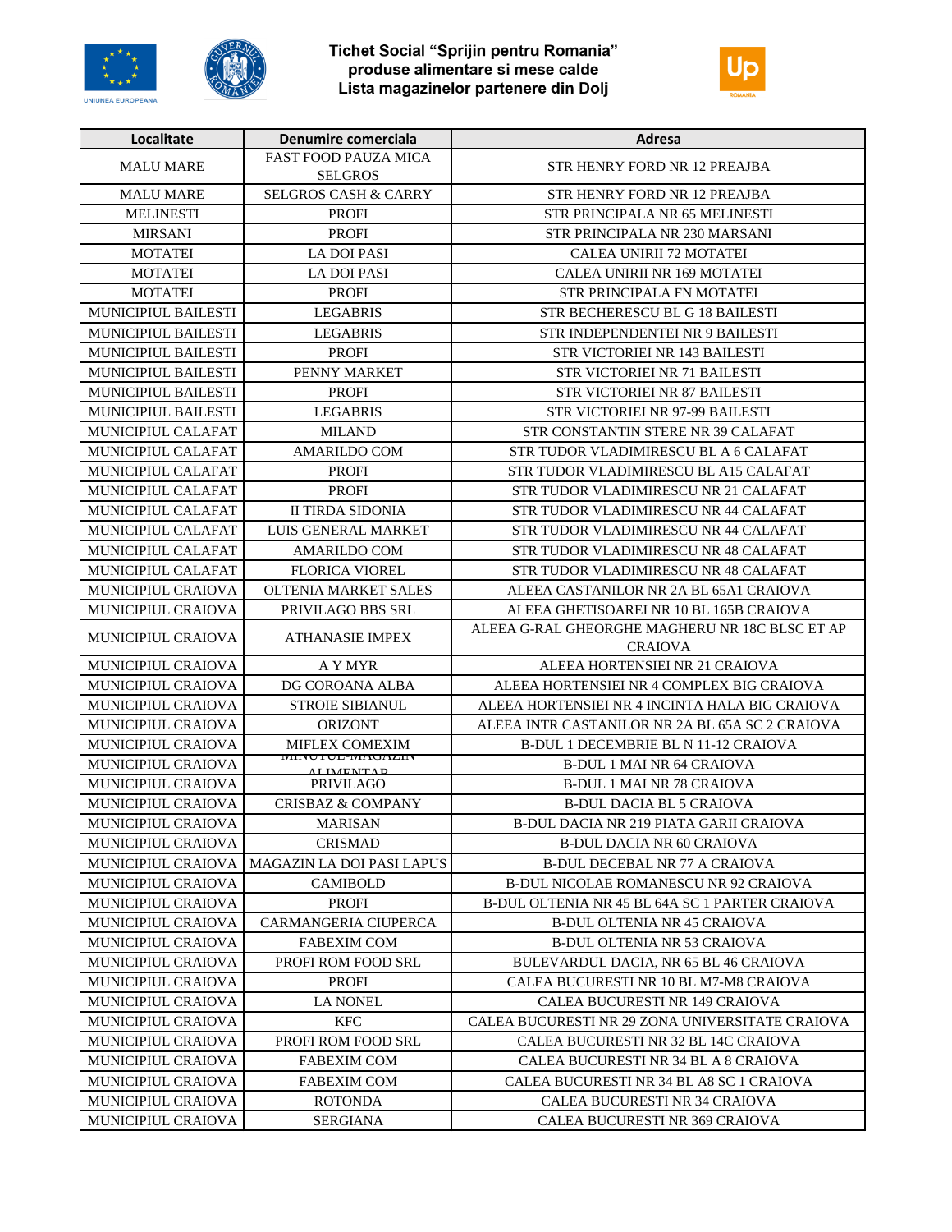# Tichet Social "Sprijin pentru Romania" produse alimentare si mese calde Lista magazinelor partenere din Dolj

| Localitate | Denumire comerciala | Adresa |
|---|---|---|
| MALU MARE | FAST FOOD PAUZA MICA SELGROS | STR HENRY FORD NR 12 PREAJBA |
| MALU MARE | SELGROS CASH & CARRY | STR HENRY FORD NR 12 PREAJBA |
| MELINESTI | PROFI | STR PRINCIPALA NR 65 MELINESTI |
| MIRSANI | PROFI | STR PRINCIPALA NR 230 MARSANI |
| MOTATEI | LA DOI PASI | CALEA UNIRII 72 MOTATEI |
| MOTATEI | LA DOI PASI | CALEA UNIRII NR 169 MOTATEI |
| MOTATEI | PROFI | STR PRINCIPALA FN MOTATEI |
| MUNICIPIUL BAILESTI | LEGABRIS | STR BECHERESCU BL G 18 BAILESTI |
| MUNICIPIUL BAILESTI | LEGABRIS | STR INDEPENDENTEI NR 9 BAILESTI |
| MUNICIPIUL BAILESTI | PROFI | STR VICTORIEI NR 143 BAILESTI |
| MUNICIPIUL BAILESTI | PENNY MARKET | STR VICTORIEI NR 71 BAILESTI |
| MUNICIPIUL BAILESTI | PROFI | STR VICTORIEI NR 87 BAILESTI |
| MUNICIPIUL BAILESTI | LEGABRIS | STR VICTORIEI NR 97-99 BAILESTI |
| MUNICIPIUL CALAFAT | MILAND | STR CONSTANTIN STERE NR 39 CALAFAT |
| MUNICIPIUL CALAFAT | AMARILDO COM | STR TUDOR VLADIMIRESCU BL A 6 CALAFAT |
| MUNICIPIUL CALAFAT | PROFI | STR TUDOR VLADIMIRESCU BL A15 CALAFAT |
| MUNICIPIUL CALAFAT | PROFI | STR TUDOR VLADIMIRESCU NR 21 CALAFAT |
| MUNICIPIUL CALAFAT | II TIRDA SIDONIA | STR TUDOR VLADIMIRESCU NR 44 CALAFAT |
| MUNICIPIUL CALAFAT | LUIS GENERAL MARKET | STR TUDOR VLADIMIRESCU NR 44 CALAFAT |
| MUNICIPIUL CALAFAT | AMARILDO COM | STR TUDOR VLADIMIRESCU NR 48 CALAFAT |
| MUNICIPIUL CALAFAT | FLORICA VIOREL | STR TUDOR VLADIMIRESCU NR 48 CALAFAT |
| MUNICIPIUL CRAIOVA | OLTENIA MARKET SALES | ALEEA CASTANILOR NR 2A BL 65A1 CRAIOVA |
| MUNICIPIUL CRAIOVA | PRIVILAGO BBS SRL | ALEEA GHETISOAREI NR 10 BL 165B CRAIOVA |
| MUNICIPIUL CRAIOVA | ATHANASIE IMPEX | ALEEA G-RAL GHEORGHE MAGHERU NR 18C BLSC ET AP CRAIOVA |
| MUNICIPIUL CRAIOVA | A Y MYR | ALEEA HORTENSIEI NR 21 CRAIOVA |
| MUNICIPIUL CRAIOVA | DG COROANA ALBA | ALEEA HORTENSIEI NR 4 COMPLEX BIG CRAIOVA |
| MUNICIPIUL CRAIOVA | STROIE SIBIANUL | ALEEA HORTENSIEI NR 4 INCINTA HALA BIG CRAIOVA |
| MUNICIPIUL CRAIOVA | ORIZONT | ALEEA INTR CASTANILOR NR 2A BL 65A SC 2 CRAIOVA |
| MUNICIPIUL CRAIOVA | MIFLEX COMEXIM | B-DUL 1 DECEMBRIE BL N 11-12 CRAIOVA |
| MUNICIPIUL CRAIOVA | MINUTUL-MAGAZIN ALIMENTAR | B-DUL 1 MAI NR 64 CRAIOVA |
| MUNICIPIUL CRAIOVA | PRIVILAGO | B-DUL 1 MAI NR 78 CRAIOVA |
| MUNICIPIUL CRAIOVA | CRISBAZ & COMPANY | B-DUL DACIA BL 5 CRAIOVA |
| MUNICIPIUL CRAIOVA | MARISAN | B-DUL DACIA NR 219 PIATA GARII CRAIOVA |
| MUNICIPIUL CRAIOVA | CRISMAD | B-DUL DACIA NR 60 CRAIOVA |
| MUNICIPIUL CRAIOVA | MAGAZIN LA DOI PASI LAPUS | B-DUL DECEBAL NR 77 A CRAIOVA |
| MUNICIPIUL CRAIOVA | CAMIBOLD | B-DUL NICOLAE ROMANESCU NR 92 CRAIOVA |
| MUNICIPIUL CRAIOVA | PROFI | B-DUL OLTENIA NR 45 BL 64A SC 1 PARTER CRAIOVA |
| MUNICIPIUL CRAIOVA | CARMANGERIA CIUPERCA | B-DUL OLTENIA NR 45 CRAIOVA |
| MUNICIPIUL CRAIOVA | FABEXIM COM | B-DUL OLTENIA NR 53 CRAIOVA |
| MUNICIPIUL CRAIOVA | PROFI ROM FOOD SRL | BULEVARDUL DACIA, NR 65 BL 46 CRAIOVA |
| MUNICIPIUL CRAIOVA | PROFI | CALEA BUCURESTI NR 10 BL M7-M8 CRAIOVA |
| MUNICIPIUL CRAIOVA | LA NONEL | CALEA BUCURESTI NR 149 CRAIOVA |
| MUNICIPIUL CRAIOVA | KFC | CALEA BUCURESTI NR 29 ZONA UNIVERSITATE CRAIOVA |
| MUNICIPIUL CRAIOVA | PROFI ROM FOOD SRL | CALEA BUCURESTI NR 32 BL 14C CRAIOVA |
| MUNICIPIUL CRAIOVA | FABEXIM COM | CALEA BUCURESTI NR 34 BL A 8 CRAIOVA |
| MUNICIPIUL CRAIOVA | FABEXIM COM | CALEA BUCURESTI NR 34 BL A8 SC 1 CRAIOVA |
| MUNICIPIUL CRAIOVA | ROTONDA | CALEA BUCURESTI NR 34 CRAIOVA |
| MUNICIPIUL CRAIOVA | SERGIANA | CALEA BUCURESTI NR 369 CRAIOVA |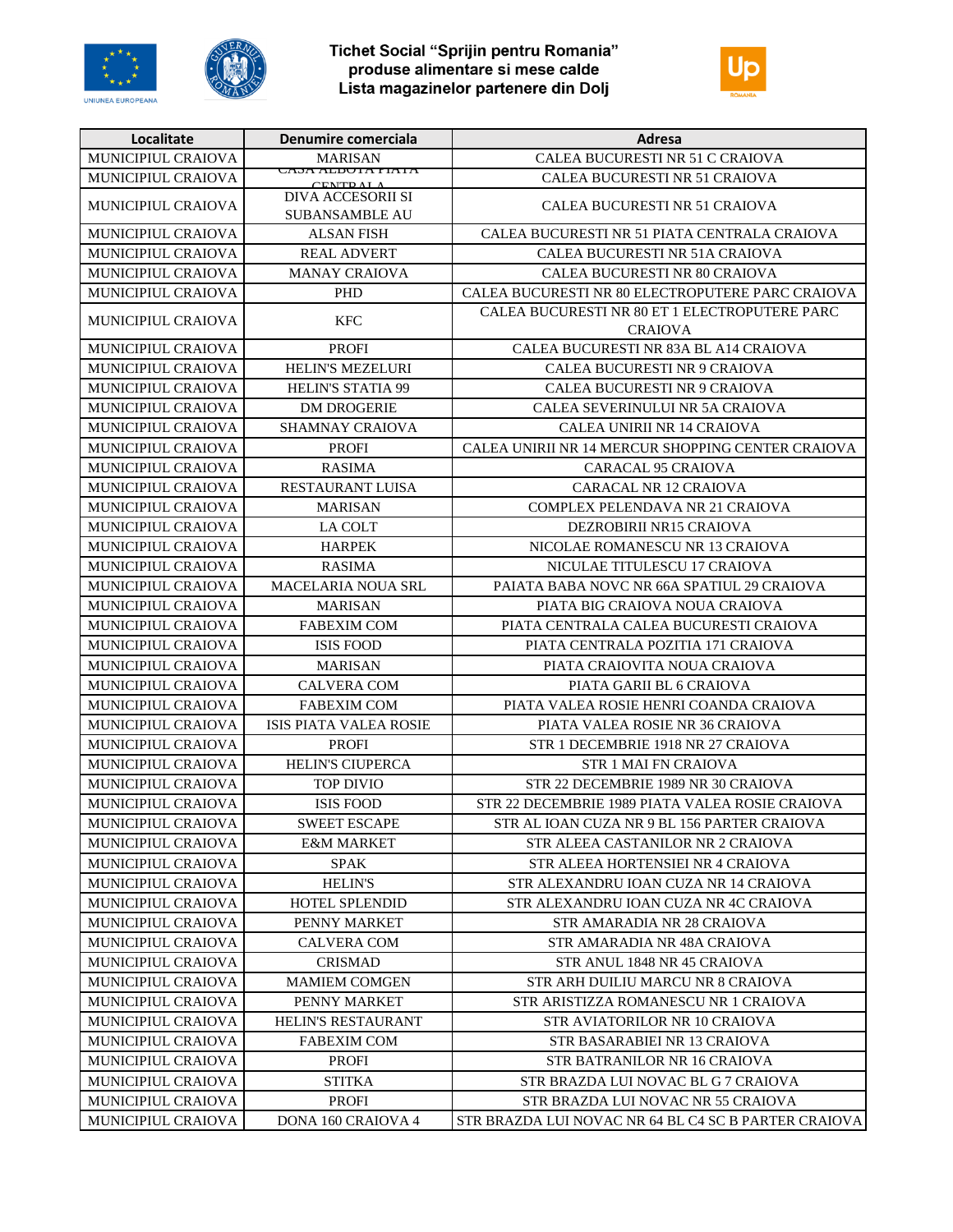# Tichet Social "Sprijin pentru Romania"
# produse alimentare si mese calde
# Lista magazinelor partenere din Dolj

| Localitate | Denumire comerciala | Adresa |
|---|---|---|
| MUNICIPIUL CRAIOVA | MARISAN | CALEA BUCURESTI NR 51 C CRAIOVA |
| MUNICIPIUL CRAIOVA | CASA ALBOTA PIATA CENTRALA | CALEA BUCURESTI NR 51 CRAIOVA |
| MUNICIPIUL CRAIOVA | DIVA ACCESORII SI SUBANSAMBLE AU | CALEA BUCURESTI NR 51 CRAIOVA |
| MUNICIPIUL CRAIOVA | ALSAN FISH | CALEA BUCURESTI NR 51 PIATA CENTRALA CRAIOVA |
| MUNICIPIUL CRAIOVA | REAL ADVERT | CALEA BUCURESTI NR 51A CRAIOVA |
| MUNICIPIUL CRAIOVA | MANAY CRAIOVA | CALEA BUCURESTI NR 80 CRAIOVA |
| MUNICIPIUL CRAIOVA | PHD | CALEA BUCURESTI NR 80 ELECTROPUTERE PARC CRAIOVA |
| MUNICIPIUL CRAIOVA | KFC | CALEA BUCURESTI NR 80 ET 1 ELECTROPUTERE PARC CRAIOVA |
| MUNICIPIUL CRAIOVA | PROFI | CALEA BUCURESTI NR 83A BL A14 CRAIOVA |
| MUNICIPIUL CRAIOVA | HELIN'S MEZELURI | CALEA BUCURESTI NR 9 CRAIOVA |
| MUNICIPIUL CRAIOVA | HELIN'S STATIA 99 | CALEA BUCURESTI NR 9 CRAIOVA |
| MUNICIPIUL CRAIOVA | DM DROGERIE | CALEA SEVERINULUI NR 5A CRAIOVA |
| MUNICIPIUL CRAIOVA | SHAMNAY CRAIOVA | CALEA UNIRII NR 14 CRAIOVA |
| MUNICIPIUL CRAIOVA | PROFI | CALEA UNIRII NR 14 MERCUR SHOPPING CENTER CRAIOVA |
| MUNICIPIUL CRAIOVA | RASIMA | CARACAL 95 CRAIOVA |
| MUNICIPIUL CRAIOVA | RESTAURANT LUISA | CARACAL NR 12 CRAIOVA |
| MUNICIPIUL CRAIOVA | MARISAN | COMPLEX PELENDAVA NR 21 CRAIOVA |
| MUNICIPIUL CRAIOVA | LA COLT | DEZROBIRII NR15 CRAIOVA |
| MUNICIPIUL CRAIOVA | HARPEK | NICOLAE ROMANESCU NR 13 CRAIOVA |
| MUNICIPIUL CRAIOVA | RASIMA | NICULAE TITULESCU 17 CRAIOVA |
| MUNICIPIUL CRAIOVA | MACELARIA NOUA SRL | PAIATA BABA NOVC NR 66A SPATIUL 29 CRAIOVA |
| MUNICIPIUL CRAIOVA | MARISAN | PIATA BIG CRAIOVA NOUA CRAIOVA |
| MUNICIPIUL CRAIOVA | FABEXIM COM | PIATA CENTRALA CALEA BUCURESTI CRAIOVA |
| MUNICIPIUL CRAIOVA | ISIS FOOD | PIATA CENTRALA POZITIA 171 CRAIOVA |
| MUNICIPIUL CRAIOVA | MARISAN | PIATA CRAIOVITA NOUA CRAIOVA |
| MUNICIPIUL CRAIOVA | CALVERA COM | PIATA GARII BL 6 CRAIOVA |
| MUNICIPIUL CRAIOVA | FABEXIM COM | PIATA VALEA ROSIE HENRI COANDA CRAIOVA |
| MUNICIPIUL CRAIOVA | ISIS PIATA VALEA ROSIE | PIATA VALEA ROSIE NR 36 CRAIOVA |
| MUNICIPIUL CRAIOVA | PROFI | STR 1 DECEMBRIE 1918 NR 27 CRAIOVA |
| MUNICIPIUL CRAIOVA | HELIN'S CIUPERCA | STR 1 MAI FN CRAIOVA |
| MUNICIPIUL CRAIOVA | TOP DIVIO | STR 22 DECEMBRIE 1989 NR 30 CRAIOVA |
| MUNICIPIUL CRAIOVA | ISIS FOOD | STR 22 DECEMBRIE 1989 PIATA VALEA ROSIE CRAIOVA |
| MUNICIPIUL CRAIOVA | SWEET ESCAPE | STR AL IOAN CUZA NR 9 BL 156 PARTER CRAIOVA |
| MUNICIPIUL CRAIOVA | E&M MARKET | STR ALEEA CASTANILOR NR 2 CRAIOVA |
| MUNICIPIUL CRAIOVA | SPAK | STR ALEEA HORTENSIEI NR 4 CRAIOVA |
| MUNICIPIUL CRAIOVA | HELIN'S | STR ALEXANDRU IOAN CUZA NR 14 CRAIOVA |
| MUNICIPIUL CRAIOVA | HOTEL SPLENDID | STR ALEXANDRU IOAN CUZA NR 4C CRAIOVA |
| MUNICIPIUL CRAIOVA | PENNY MARKET | STR AMARADIA NR 28 CRAIOVA |
| MUNICIPIUL CRAIOVA | CALVERA COM | STR AMARADIA NR 48A CRAIOVA |
| MUNICIPIUL CRAIOVA | CRISMAD | STR ANUL 1848 NR 45 CRAIOVA |
| MUNICIPIUL CRAIOVA | MAMIEM COMGEN | STR ARH DUILIU MARCU NR 8 CRAIOVA |
| MUNICIPIUL CRAIOVA | PENNY MARKET | STR ARISTIZZA ROMANESCU NR 1 CRAIOVA |
| MUNICIPIUL CRAIOVA | HELIN'S RESTAURANT | STR AVIATORILOR NR 10 CRAIOVA |
| MUNICIPIUL CRAIOVA | FABEXIM COM | STR BASARABIEI NR 13 CRAIOVA |
| MUNICIPIUL CRAIOVA | PROFI | STR BATRANILOR NR 16 CRAIOVA |
| MUNICIPIUL CRAIOVA | STITKA | STR BRAZDA LUI NOVAC BL G 7 CRAIOVA |
| MUNICIPIUL CRAIOVA | PROFI | STR BRAZDA LUI NOVAC NR 55 CRAIOVA |
| MUNICIPIUL CRAIOVA | DONA 160 CRAIOVA 4 | STR BRAZDA LUI NOVAC NR 64 BL C4 SC B PARTER CRAIOVA |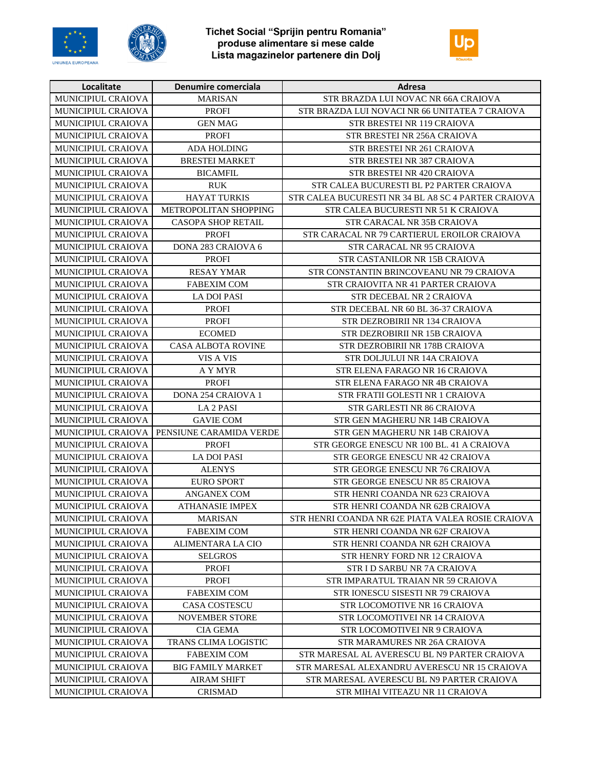# Tichet Social "Sprijin pentru Romania"
## produse alimentare si mese calde
## Lista magazinelor partenere din Dolj

| Localitate | Denumire comerciala | Adresa |
|---|---|---|
| MUNICIPIUL CRAIOVA | MARISAN | STR BRAZDA LUI NOVAC NR 66A CRAIOVA |
| MUNICIPIUL CRAIOVA | PROFI | STR BRAZDA LUI NOVACI NR 66 UNITATEA 7 CRAIOVA |
| MUNICIPIUL CRAIOVA | GEN MAG | STR BRESTEI NR 119 CRAIOVA |
| MUNICIPIUL CRAIOVA | PROFI | STR BRESTEI NR 256A CRAIOVA |
| MUNICIPIUL CRAIOVA | ADA HOLDING | STR BRESTEI NR 261 CRAIOVA |
| MUNICIPIUL CRAIOVA | BRESTEI MARKET | STR BRESTEI NR 387 CRAIOVA |
| MUNICIPIUL CRAIOVA | BICAMFIL | STR BRESTEI NR 420 CRAIOVA |
| MUNICIPIUL CRAIOVA | RUK | STR CALEA BUCURESTI BL P2 PARTER CRAIOVA |
| MUNICIPIUL CRAIOVA | HAYAT TURKIS | STR CALEA BUCURESTI NR 34 BL A8 SC 4 PARTER CRAIOVA |
| MUNICIPIUL CRAIOVA | METROPOLITAN SHOPPING | STR CALEA BUCURESTI NR 51 K CRAIOVA |
| MUNICIPIUL CRAIOVA | CASOPA SHOP RETAIL | STR CARACAL NR 35B CRAIOVA |
| MUNICIPIUL CRAIOVA | PROFI | STR CARACAL NR 79 CARTIERUL EROILOR CRAIOVA |
| MUNICIPIUL CRAIOVA | DONA 283 CRAIOVA 6 | STR CARACAL NR 95 CRAIOVA |
| MUNICIPIUL CRAIOVA | PROFI | STR CASTANILOR NR 15B CRAIOVA |
| MUNICIPIUL CRAIOVA | RESAY YMAR | STR CONSTANTIN BRINCOVEANU NR 79 CRAIOVA |
| MUNICIPIUL CRAIOVA | FABEXIM COM | STR CRAIOVITA NR 41 PARTER CRAIOVA |
| MUNICIPIUL CRAIOVA | LA DOI PASI | STR DECEBAL NR 2 CRAIOVA |
| MUNICIPIUL CRAIOVA | PROFI | STR DECEBAL NR 60 BL 36-37 CRAIOVA |
| MUNICIPIUL CRAIOVA | PROFI | STR DEZROBIRII NR 134 CRAIOVA |
| MUNICIPIUL CRAIOVA | ECOMED | STR DEZROBIRII NR 15B CRAIOVA |
| MUNICIPIUL CRAIOVA | CASA ALBOTA ROVINE | STR DEZROBIRII NR 178B CRAIOVA |
| MUNICIPIUL CRAIOVA | VIS A VIS | STR DOLJULUI NR 14A CRAIOVA |
| MUNICIPIUL CRAIOVA | A Y MYR | STR ELENA FARAGO NR 16 CRAIOVA |
| MUNICIPIUL CRAIOVA | PROFI | STR ELENA FARAGO NR 4B CRAIOVA |
| MUNICIPIUL CRAIOVA | DONA 254 CRAIOVA 1 | STR FRATII GOLESTI NR 1 CRAIOVA |
| MUNICIPIUL CRAIOVA | LA 2 PASI | STR GARLESTI NR 86 CRAIOVA |
| MUNICIPIUL CRAIOVA | GAVIE COM | STR GEN MAGHERU NR 14B CRAIOVA |
| MUNICIPIUL CRAIOVA | PENSIUNE CARAMIDA VERDE | STR GEN MAGHERU NR 14B CRAIOVA |
| MUNICIPIUL CRAIOVA | PROFI | STR GEORGE ENESCU NR 100 BL. 41 A CRAIOVA |
| MUNICIPIUL CRAIOVA | LA DOI PASI | STR GEORGE ENESCU NR 42 CRAIOVA |
| MUNICIPIUL CRAIOVA | ALENYS | STR GEORGE ENESCU NR 76 CRAIOVA |
| MUNICIPIUL CRAIOVA | EURO SPORT | STR GEORGE ENESCU NR 85 CRAIOVA |
| MUNICIPIUL CRAIOVA | ANGANEX COM | STR HENRI COANDA NR 623 CRAIOVA |
| MUNICIPIUL CRAIOVA | ATHANASIE IMPEX | STR HENRI COANDA NR 62B CRAIOVA |
| MUNICIPIUL CRAIOVA | MARISAN | STR HENRI COANDA NR 62E PIATA VALEA ROSIE CRAIOVA |
| MUNICIPIUL CRAIOVA | FABEXIM COM | STR HENRI COANDA NR 62F CRAIOVA |
| MUNICIPIUL CRAIOVA | ALIMENTARA LA CIO | STR HENRI COANDA NR 62H CRAIOVA |
| MUNICIPIUL CRAIOVA | SELGROS | STR HENRY FORD NR 12 CRAIOVA |
| MUNICIPIUL CRAIOVA | PROFI | STR I D SARBU NR 7A CRAIOVA |
| MUNICIPIUL CRAIOVA | PROFI | STR IMPARATUL TRAIAN NR 59 CRAIOVA |
| MUNICIPIUL CRAIOVA | FABEXIM COM | STR IONESCU SISESTI NR 79 CRAIOVA |
| MUNICIPIUL CRAIOVA | CASA COSTESCU | STR LOCOMOTIVE NR 16 CRAIOVA |
| MUNICIPIUL CRAIOVA | NOVEMBER STORE | STR LOCOMOTIVEI NR 14 CRAIOVA |
| MUNICIPIUL CRAIOVA | CIA GEMA | STR LOCOMOTIVEI NR 9 CRAIOVA |
| MUNICIPIUL CRAIOVA | TRANS CLIMA LOGISTIC | STR MARAMURES NR 26A CRAIOVA |
| MUNICIPIUL CRAIOVA | FABEXIM COM | STR MARESAL AL AVERESCU BL N9 PARTER CRAIOVA |
| MUNICIPIUL CRAIOVA | BIG FAMILY MARKET | STR MARESAL ALEXANDRU AVERESCU NR 15 CRAIOVA |
| MUNICIPIUL CRAIOVA | AIRAM SHIFT | STR MARESAL AVERESCU BL N9 PARTER CRAIOVA |
| MUNICIPIUL CRAIOVA | CRISMAD | STR MIHAI VITEAZU NR 11 CRAIOVA |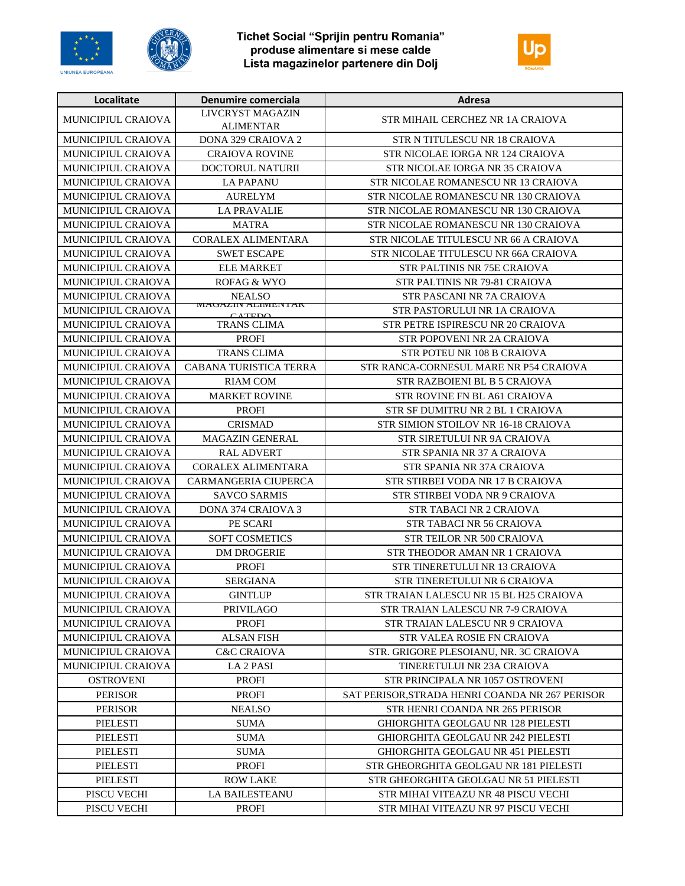# Tichet Social "Sprijin pentru Romania"
## produse alimentare si mese calde
## Lista magazinelor partenere din Dolj

| Localitate | Denumire comerciala | Adresa |
|---|---|---|
| MUNICIPIUL CRAIOVA | LIVCRYST MAGAZIN ALIMENTAR | STR MIHAIL CERCHEZ NR 1A CRAIOVA |
| MUNICIPIUL CRAIOVA | DONA 329 CRAIOVA 2 | STR N TITULESCU NR 18 CRAIOVA |
| MUNICIPIUL CRAIOVA | CRAIOVA ROVINE | STR NICOLAE IORGA NR 124 CRAIOVA |
| MUNICIPIUL CRAIOVA | DOCTORUL NATURII | STR NICOLAE IORGA NR 35 CRAIOVA |
| MUNICIPIUL CRAIOVA | LA PAPANU | STR NICOLAE ROMANESCU NR 13 CRAIOVA |
| MUNICIPIUL CRAIOVA | AURELYM | STR NICOLAE ROMANESCU NR 130 CRAIOVA |
| MUNICIPIUL CRAIOVA | LA PRAVALIE | STR NICOLAE ROMANESCU NR 130 CRAIOVA |
| MUNICIPIUL CRAIOVA | MATRA | STR NICOLAE ROMANESCU NR 130 CRAIOVA |
| MUNICIPIUL CRAIOVA | CORALEX ALIMENTARA | STR NICOLAE TITULESCU NR 66 A CRAIOVA |
| MUNICIPIUL CRAIOVA | SWET ESCAPE | STR NICOLAE TITULESCU NR 66A CRAIOVA |
| MUNICIPIUL CRAIOVA | ELE MARKET | STR PALTINIS NR 75E CRAIOVA |
| MUNICIPIUL CRAIOVA | ROFAG & WYO | STR PALTINIS NR 79-81 CRAIOVA |
| MUNICIPIUL CRAIOVA | NEALSO | STR PASCANI NR 7A CRAIOVA |
| MUNICIPIUL CRAIOVA | MAGAZIN ALIMENTAR CATEDO | STR PASTORULUI NR 1A CRAIOVA |
| MUNICIPIUL CRAIOVA | TRANS CLIMA | STR PETRE ISPIRESCU NR 20 CRAIOVA |
| MUNICIPIUL CRAIOVA | PROFI | STR POPOVENI NR 2A CRAIOVA |
| MUNICIPIUL CRAIOVA | TRANS CLIMA | STR POTEU NR 108 B CRAIOVA |
| MUNICIPIUL CRAIOVA | CABANA TURISTICA TERRA | STR RANCA-CORNESUL MARE NR P54 CRAIOVA |
| MUNICIPIUL CRAIOVA | RIAM COM | STR RAZBOIENI BL B 5 CRAIOVA |
| MUNICIPIUL CRAIOVA | MARKET ROVINE | STR ROVINE FN BL A61 CRAIOVA |
| MUNICIPIUL CRAIOVA | PROFI | STR SF DUMITRU NR 2 BL 1 CRAIOVA |
| MUNICIPIUL CRAIOVA | CRISMAD | STR SIMION STOILOV NR 16-18 CRAIOVA |
| MUNICIPIUL CRAIOVA | MAGAZIN GENERAL | STR SIRETULUI NR 9A CRAIOVA |
| MUNICIPIUL CRAIOVA | RAL ADVERT | STR SPANIA NR 37 A CRAIOVA |
| MUNICIPIUL CRAIOVA | CORALEX ALIMENTARA | STR SPANIA NR 37A CRAIOVA |
| MUNICIPIUL CRAIOVA | CARMANGERIA CIUPERCA | STR STIRBEI VODA NR 17 B CRAIOVA |
| MUNICIPIUL CRAIOVA | SAVCO SARMIS | STR STIRBEI VODA NR 9 CRAIOVA |
| MUNICIPIUL CRAIOVA | DONA 374 CRAIOVA 3 | STR TABACI NR 2 CRAIOVA |
| MUNICIPIUL CRAIOVA | PE SCARI | STR TABACI NR 56 CRAIOVA |
| MUNICIPIUL CRAIOVA | SOFT COSMETICS | STR TEILOR NR 500 CRAIOVA |
| MUNICIPIUL CRAIOVA | DM DROGERIE | STR THEODOR AMAN NR 1 CRAIOVA |
| MUNICIPIUL CRAIOVA | PROFI | STR TINERETULUI NR 13 CRAIOVA |
| MUNICIPIUL CRAIOVA | SERGIANA | STR TINERETULUI NR 6 CRAIOVA |
| MUNICIPIUL CRAIOVA | GINTLUP | STR TRAIAN LALESCU NR 15 BL H25 CRAIOVA |
| MUNICIPIUL CRAIOVA | PRIVILAGO | STR TRAIAN LALESCU NR 7-9 CRAIOVA |
| MUNICIPIUL CRAIOVA | PROFI | STR TRAIAN LALESCU NR 9 CRAIOVA |
| MUNICIPIUL CRAIOVA | ALSAN FISH | STR VALEA ROSIE FN CRAIOVA |
| MUNICIPIUL CRAIOVA | C&C CRAIOVA | STR. GRIGORE PLESOIANU, NR. 3C CRAIOVA |
| MUNICIPIUL CRAIOVA | LA 2 PASI | TINERETULUI NR 23A CRAIOVA |
| OSTROVENI | PROFI | STR PRINCIPALA NR 1057 OSTROVENI |
| PERISOR | PROFI | SAT PERISOR,STRADA HENRI COANDA NR 267 PERISOR |
| PERISOR | NEALSO | STR HENRI COANDA NR 265 PERISOR |
| PIELESTI | SUMA | GHIORGHITA GEOLGAU NR 128 PIELESTI |
| PIELESTI | SUMA | GHIORGHITA GEOLGAU NR 242 PIELESTI |
| PIELESTI | SUMA | GHIORGHITA GEOLGAU NR 451 PIELESTI |
| PIELESTI | PROFI | STR GHEORGHITA GEOLGAU NR 181 PIELESTI |
| PIELESTI | ROW LAKE | STR GHEORGHITA GEOLGAU NR 51 PIELESTI |
| PISCU VECHI | LA BAILESTEANU | STR MIHAI VITEAZU NR 48 PISCU VECHI |
| PISCU VECHI | PROFI | STR MIHAI VITEAZU NR 97 PISCU VECHI |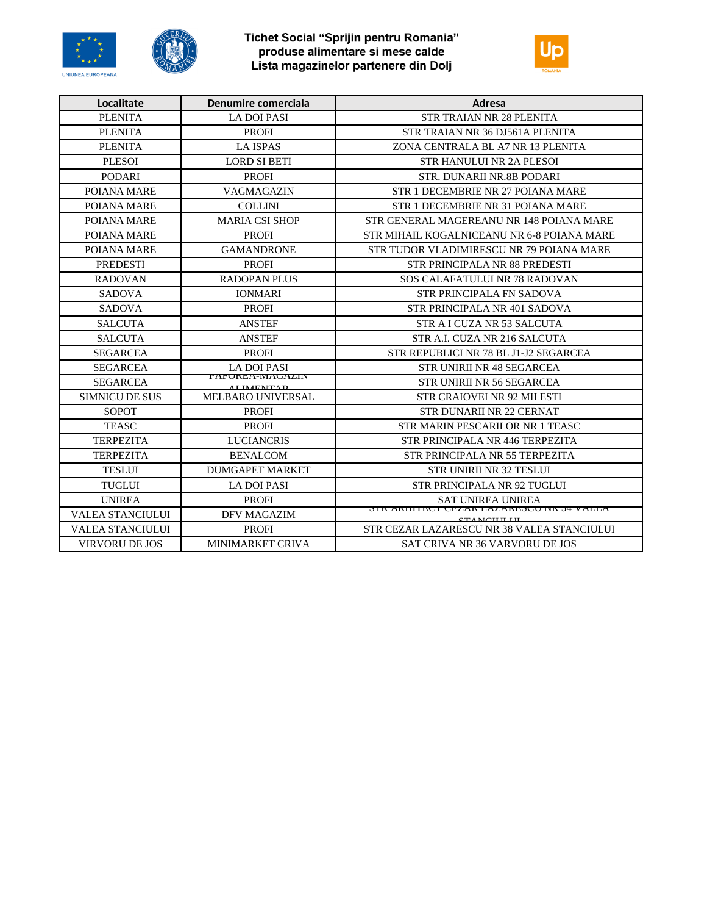# Tichet Social "Sprijin pentru Romania" produse alimentare si mese calde Lista magazinelor partenere din Dolj

| Localitate | Denumire comerciala | Adresa |
|---|---|---|
| PLENITA | LA DOI PASI | STR TRAIAN NR 28 PLENITA |
| PLENITA | PROFI | STR TRAIAN NR 36 DJ561A PLENITA |
| PLENITA | LA ISPAS | ZONA CENTRALA BL A7 NR 13 PLENITA |
| PLESOI | LORD SI BETI | STR HANULUI NR 2A PLESOI |
| PODARI | PROFI | STR. DUNARII NR.8B PODARI |
| POIANA MARE | VAGMAGAZIN | STR 1 DECEMBRIE NR 27 POIANA MARE |
| POIANA MARE | COLLINI | STR 1 DECEMBRIE NR 31 POIANA MARE |
| POIANA MARE | MARIA CSI SHOP | STR GENERAL MAGEREANU NR 148 POIANA MARE |
| POIANA MARE | PROFI | STR MIHAIL KOGALNICEANU NR 6-8 POIANA MARE |
| POIANA MARE | GAMANDRONE | STR TUDOR VLADIMIRESCU NR 79 POIANA MARE |
| PREDESTI | PROFI | STR PRINCIPALA NR 88 PREDESTI |
| RADOVAN | RADOPAN PLUS | SOS CALAFATULUI NR 78 RADOVAN |
| SADOVA | IONMARI | STR PRINCIPALA FN SADOVA |
| SADOVA | PROFI | STR PRINCIPALA NR 401 SADOVA |
| SALCUTA | ANSTEF | STR A I CUZA NR 53 SALCUTA |
| SALCUTA | ANSTEF | STR A.I. CUZA NR 216 SALCUTA |
| SEGARCEA | PROFI | STR REPUBLICI NR 78 BL J1-J2 SEGARCEA |
| SEGARCEA | LA DOI PASI | STR UNIRII NR 48 SEGARCEA |
| SEGARCEA | PAFOREA-MAGAZIN ALIMENTAR | STR UNIRII NR 56 SEGARCEA |
| SIMNICU DE SUS | MELBARO UNIVERSAL | STR CRAIOVEI NR 92 MILESTI |
| SOPOT | PROFI | STR DUNARII NR 22 CERNAT |
| TEASC | PROFI | STR MARIN PESCARILOR NR 1 TEASC |
| TERPEZITA | LUCIANCRIS | STR PRINCIPALA NR 446 TERPEZITA |
| TERPEZITA | BENALCOM | STR PRINCIPALA NR 55 TERPEZITA |
| TESLUI | DUMGAPET MARKET | STR UNIRII NR 32 TESLUI |
| TUGLUI | LA DOI PASI | STR PRINCIPALA NR 92 TUGLUI |
| UNIREA | PROFI | SAT UNIREA UNIREA |
| VALEA STANCIULUI | DFV MAGAZIM | STR ARHITECT CEZAR LAZARESCU NR 34 VALEA STANCIULUI |
| VALEA STANCIULUI | PROFI | STR CEZAR LAZARESCU NR 38 VALEA STANCIULUI |
| VIRVORU DE JOS | MINIMARKET CRIVA | SAT CRIVA NR 36 VARVORU DE JOS |